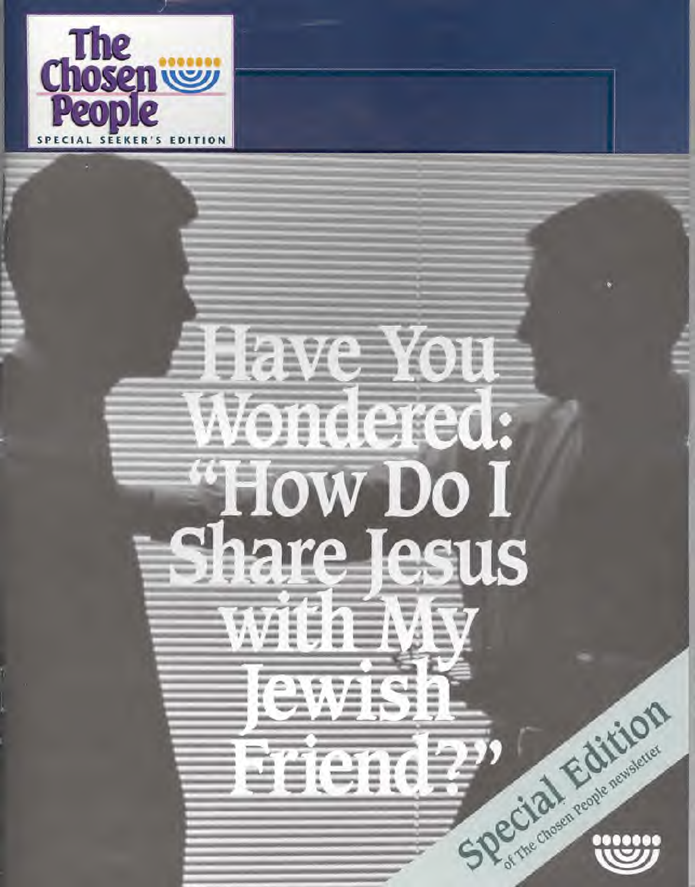# The Chosen People

SPECIAL SEEKER'S EDITION

# Have You Wondered: "How Do I Share Jesus with My Jewish Friend?"

Special Edition of The Chosen People newsletter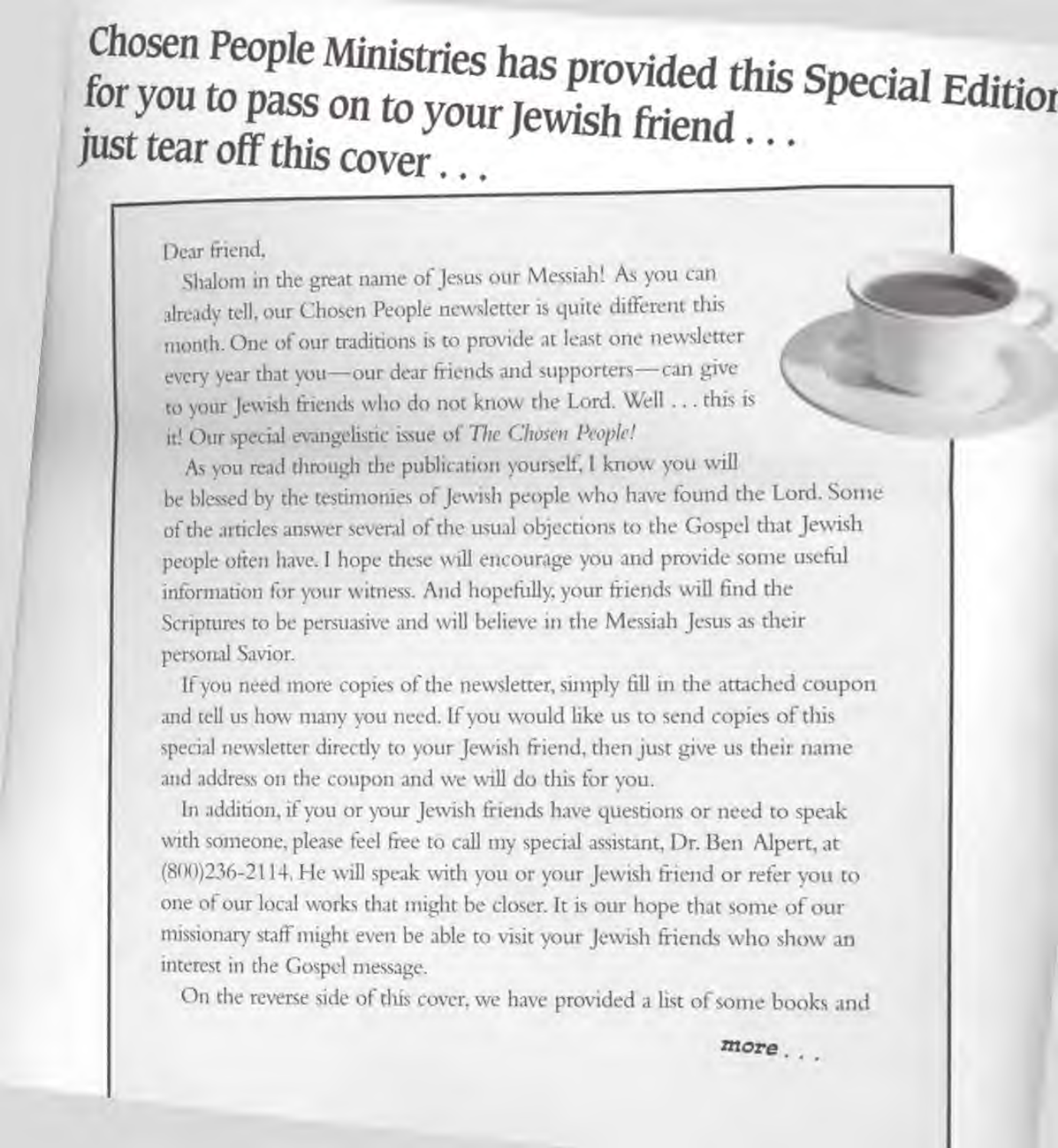# Chosen People Ministries has provided this Special Edition for you to pass on to your Jewish friend . . . just tear off this cover . . .

Dear friend,

Shalom in the great name of Jesus our Messiah! As you can already tell, our Chosen People newsletter is quite different this month. One of our traditions is to provide at least one newsletter every year that you—our dear friends and supporters—can give to your Jewish friends who do not know the Lord. Well . . . this is it! Our special evangelistic issue of *The Chosen People!*

As you read through the publication yourself, I know you will be blessed by the testimonies of Jewish people who have found the Lord. Some of the articles answer several of the usual objections to the Gospel that Jewish people often have. I hope these will encourage you and provide some useful information for your witness. And hopefully, your friends will find the Scriptures to be persuasive and will believe in the Messiah Jesus as their personal Savior.

If you need more copies of the newsletter, simply fill in the attached coupon and tell us how many you need. If you would like us to send copies of this special newsletter directly to your Jewish friend, then just give us their name and address on the coupon and we will do this for you.

In addition, if you or your Jewish friends have questions or need to speak with someone, please feel free to call my special assistant, Dr. Ben Alpert, at (800)236-2114. He will speak with you or your Jewish friend or refer you to one of our local works that might be closer. It is our hope that some of our missionary staff might even be able to visit your Jewish friends who show an interest in the Gospel message.

On the reverse side of this cover, we have provided a list of some books and

**more . . .**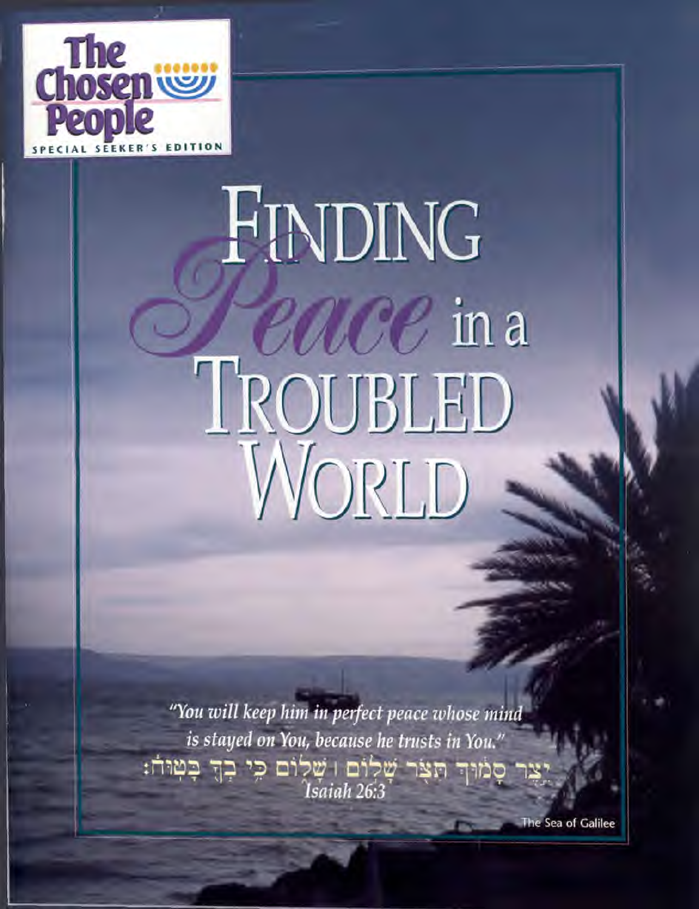The Chosen People

SPECIAL SEEKER'S EDITION

# FINDING *Peace* in a TROUBLED WORLD

*"You will keep him in perfect peace whose mind is stayed on You, because he trusts in You."*

יֵצֶר סָמוּךְ תִּצֹּר שָׁלוֹם ׀ שָׁלוֹם כִּי בְךָ בָּטוּחַ׃

*Isaiah 26:3*

The Sea of Galilee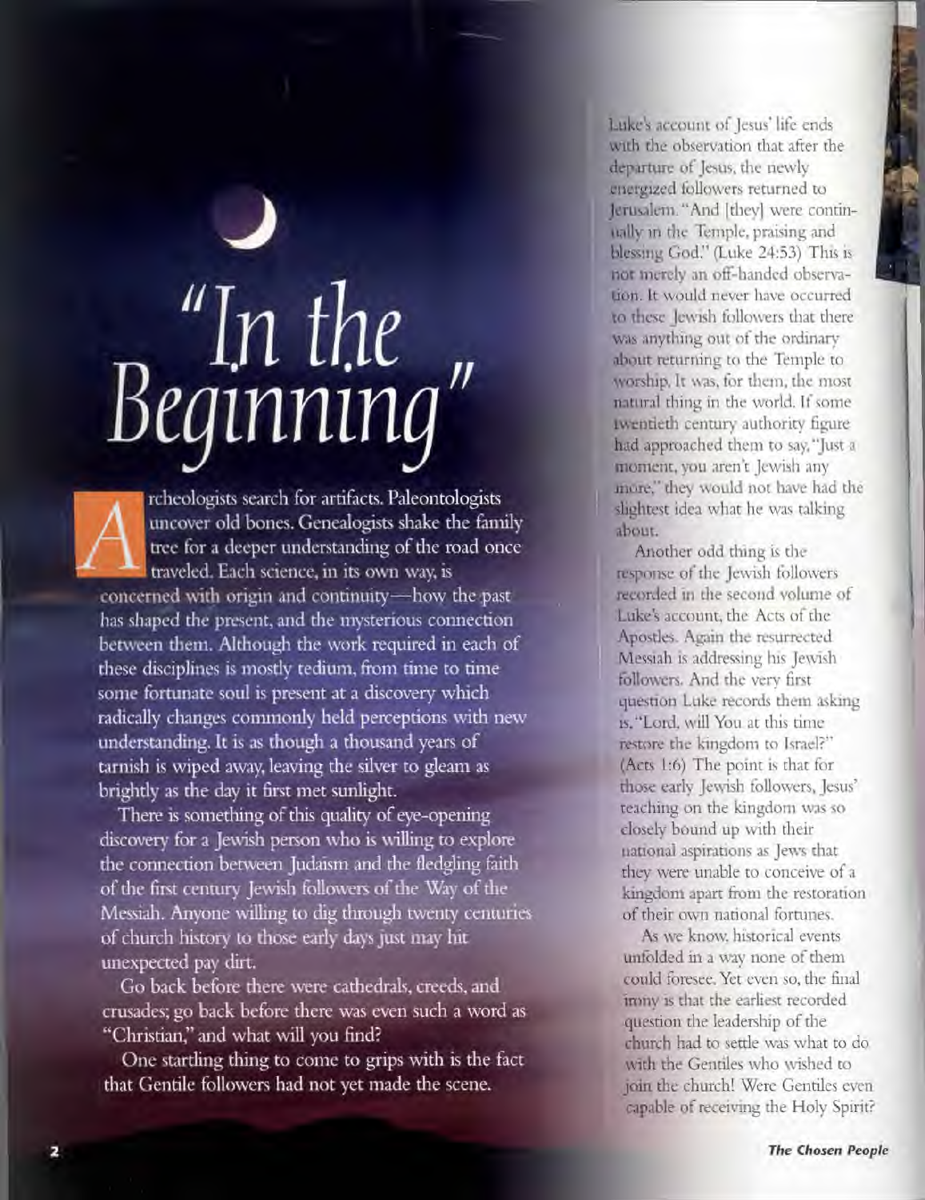# "In the Beginning"

Archeologists search for artifacts. Paleontologists uncover old bones. Genealogists shake the family tree for a deeper understanding of the road once traveled. Each science, in its own way, is concerned with origin and continuity—how the past has shaped the present, and the mysterious connection between them. Although the work required in each of these disciplines is mostly tedium, from time to time some fortunate soul is present at a discovery which radically changes commonly held perceptions with new understanding. It is as though a thousand years of tarnish is wiped away, leaving the silver to gleam as brightly as the day it first met sunlight.

There is something of this quality of eye-opening discovery for a Jewish person who is willing to explore the connection between Judaism and the fledgling faith of the first century Jewish followers of the Way of the Messiah. Anyone willing to dig through twenty centuries of church history to those early days just may hit unexpected pay dirt.

Go back before there were cathedrals, creeds, and crusades; go back before there was even such a word as "Christian," and what will you find?

One startling thing to come to grips with is the fact that Gentile followers had not yet made the scene. Luke's account of Jesus' life ends with the observation that after the departure of Jesus, the newly energized followers returned to Jerusalem. "And [they] were continually in the Temple, praising and blessing God." (Luke 24:53) This is not merely an off-handed observation. It would never have occurred to these Jewish followers that there was anything out of the ordinary about returning to the Temple to worship. It was, for them, the most natural thing in the world. If some twentieth century authority figure had approached them to say, "Just a moment, you aren't Jewish any more," they would not have had the slightest idea what he was talking about.

Another odd thing is the response of the Jewish followers recorded in the second volume of Luke's account, the Acts of the Apostles. Again the resurrected Messiah is addressing his Jewish followers. And the very first question Luke records them asking is, "Lord, will You at this time restore the kingdom to Israel?" (Acts 1:6) The point is that for those early Jewish followers, Jesus' teaching on the kingdom was so closely bound up with their national aspirations as Jews that they were unable to conceive of a kingdom apart from the restoration of their own national fortunes.

As we know, historical events unfolded in a way none of them could foresee. Yet even so, the final irony is that the earliest recorded question the leadership of the church had to settle was what to do with the Gentiles who wished to join the church! Were Gentiles even capable of receiving the Holy Spirit?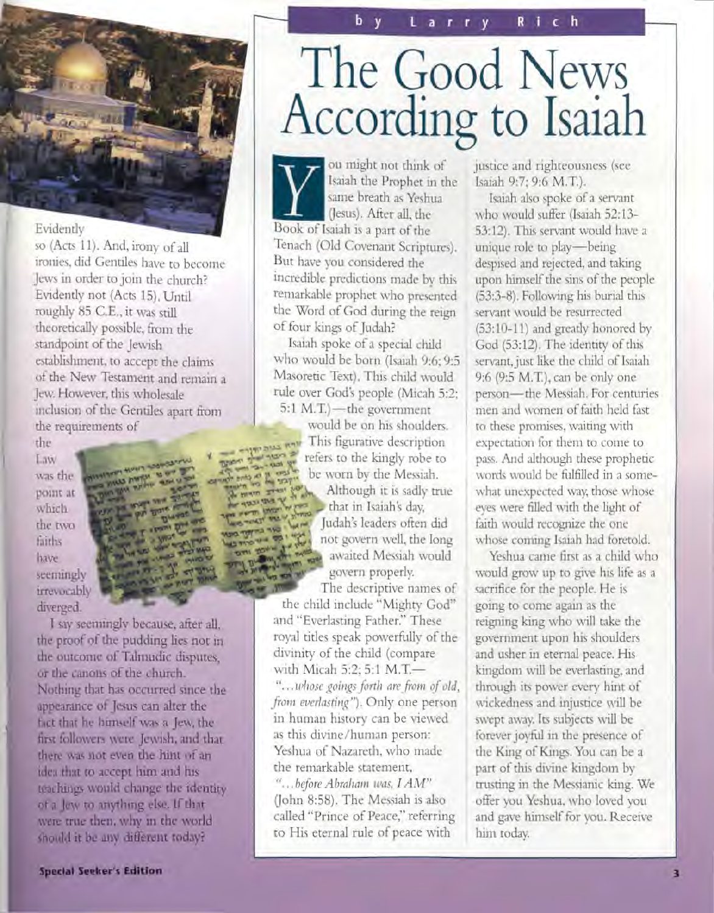Evidently so (Acts 11). And, irony of all ironies, did Gentiles have to become Jews in order to join the church? Evidently not (Acts 15). Until roughly 85 C.E., it was still theoretically possible, from the standpoint of the Jewish establishment, to accept the claims of the New Testament and remain a Jew. However, this wholesale inclusion of the Gentiles apart from the requirements of the Law was the point at which the two faiths have seemingly irrevocably diverged.

I say seemingly because, after all, the proof of the pudding lies not in the outcome of Talmudic disputes, or the canons of the church. Nothing that has occurred since the appearance of Jesus can alter the fact that he himself was a Jew, the first followers were Jewish, and that there was not even the hint of an idea that to accept him and his teachings would change the identity of a Jew to anything else. If that were true then, why in the world should it be any different today?

by Larry Rich

# The Good News According to Isaiah

You might not think of Isaiah the Prophet in the same breath as Yeshua (Jesus). After all, the Book of Isaiah is a part of the Tenach (Old Covenant Scriptures). But have you considered the incredible predictions made by this remarkable prophet who presented the Word of God during the reign of four kings of Judah?

Isaiah spoke of a special child who would be born (Isaiah 9:6; 9:5 Masoretic Text). This child would rule over God's people (Micah 5:2; 5:1 M.T.)—the government would be on his shoulders. This figurative description refers to the kingly robe to be worn by the Messiah. Although it is sadly true that in Isaiah's day, Judah's leaders often did not govern well, the long awaited Messiah would govern properly.

The descriptive names of the child include "Mighty God" and "Everlasting Father." These royal titles speak powerfully of the divinity of the child (compare with Micah 5:2; 5:1 M.T.—*"...whose goings forth are from of old, from everlasting"*). Only one person in human history can be viewed as this divine/human person: Yeshua of Nazareth, who made the remarkable statement, *"...before Abraham was, I AM"* (John 8:58). The Messiah is also called "Prince of Peace," referring to His eternal rule of peace with justice and righteousness (see Isaiah 9:7; 9:6 M.T.).

Isaiah also spoke of a servant who would suffer (Isaiah 52:13-53:12). This servant would have a unique role to play—being despised and rejected, and taking upon himself the sins of the people (53:3-8). Following his burial this servant would be resurrected (53:10-11) and greatly honored by God (53:12). The identity of this servant, just like the child of Isaiah 9:6 (9:5 M.T.), can be only one person—the Messiah. For centuries men and women of faith held fast to these promises, waiting with expectation for them to come to pass. And although these prophetic words would be fulfilled in a somewhat unexpected way, those whose eyes were filled with the light of faith would recognize the one whose coming Isaiah had foretold.

Yeshua came first as a child who would grow up to give his life as a sacrifice for the people. He is going to come again as the reigning king who will take the government upon his shoulders and usher in eternal peace. His kingdom will be everlasting, and through its power every hint of wickedness and injustice will be swept away. Its subjects will be forever joyful in the presence of the King of Kings. You can be a part of this divine kingdom by trusting in the Messianic king. We offer you Yeshua, who loved you and gave himself for you. Receive him today.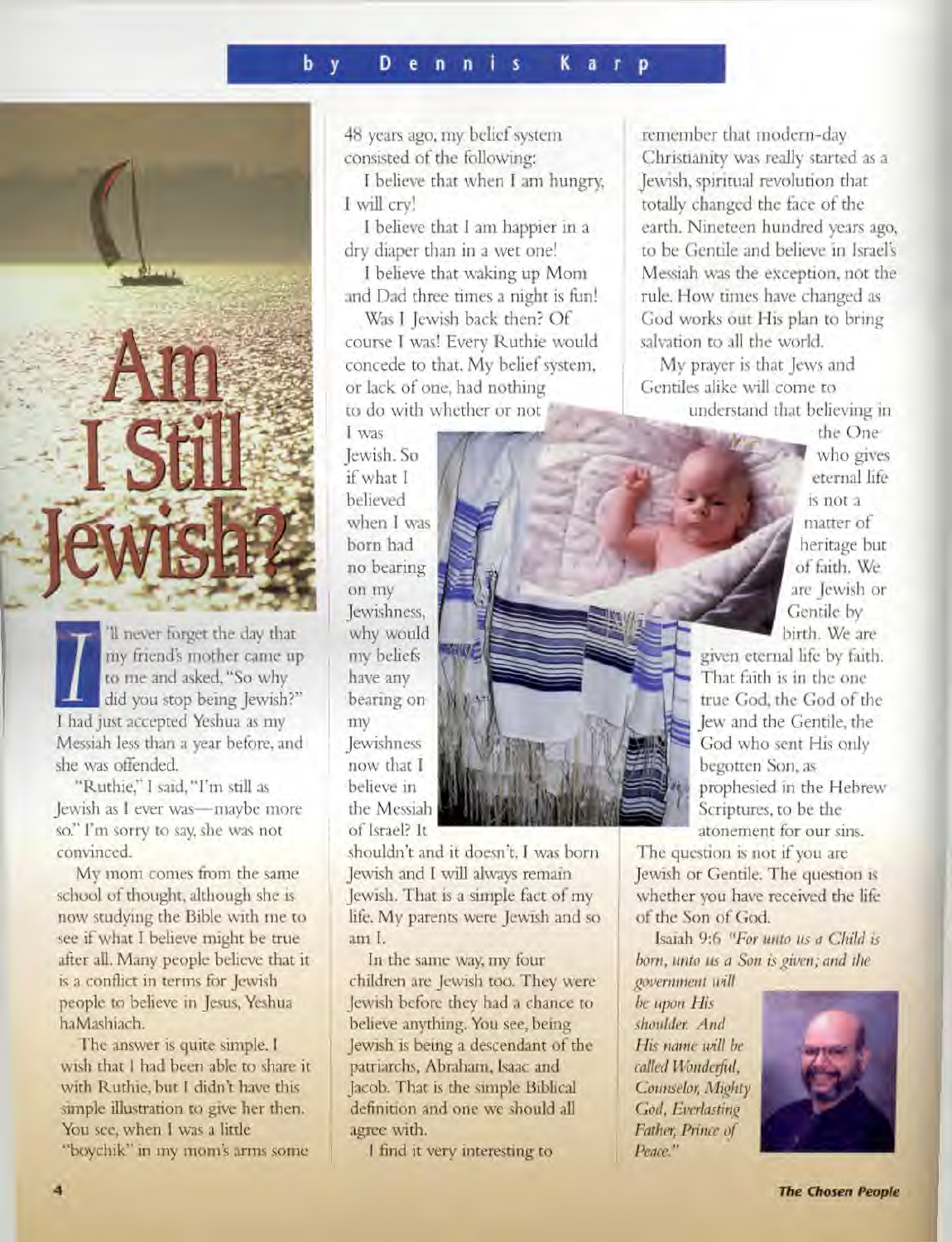# Am I Still Jewish?

by Dennis Karp

I'll never forget the day that my friend's mother came up to me and asked, "So why did you stop being Jewish?" I had just accepted Yeshua as my Messiah less than a year before, and she was offended.

"Ruthie," I said, "I'm still as Jewish as I ever was—maybe more so." I'm sorry to say, she was not convinced.

My mom comes from the same school of thought, although she is now studying the Bible with me to see if what I believe might be true after all. Many people believe that it is a conflict in terms for Jewish people to believe in Jesus, Yeshua haMashiach.

The answer is quite simple. I wish that I had been able to share it with Ruthie, but I didn't have this simple illustration to give her then. You see, when I was a little "boychik" in my mom's arms some 48 years ago, my belief system consisted of the following:

I believe that when I am hungry, I will cry!

I believe that I am happier in a dry diaper than in a wet one!

I believe that waking up Mom and Dad three times a night is fun!

Was I Jewish back then? Of course I was! Every Ruthie would concede to that. My belief system, or lack of one, had nothing to do with whether or not I was Jewish. So if what I believed when I was born had no bearing on my Jewishness, why would my beliefs have any bearing on my Jewishness now that I believe in the Messiah of Israel? It shouldn't and it doesn't. I was born Jewish and I will always remain Jewish. That is a simple fact of my life. My parents were Jewish and so am I.

In the same way, my four children are Jewish too. They were Jewish before they had a chance to believe anything. You see, being Jewish is being a descendant of the patriarchs, Abraham, Isaac and Jacob. That is the simple Biblical definition and one we should all agree with.

I find it very interesting to remember that modern-day Christianity was really started as a Jewish, spiritual revolution that totally changed the face of the earth. Nineteen hundred years ago, to be Gentile and believe in Israel's Messiah was the exception, not the rule. How times have changed as God works out His plan to bring salvation to all the world.

My prayer is that Jews and Gentiles alike will come to understand that believing in the One who gives eternal life is not a matter of heritage but of faith. We are Jewish or Gentile by birth. We are given eternal life by faith. That faith is in the one true God, the God of the Jew and the Gentile, the God who sent His only begotten Son, as prophesied in the Hebrew Scriptures, to be the atonement for our sins.

The question is not if you are Jewish or Gentile. The question is whether you have received the life of the Son of God.

Isaiah 9:6 *"For unto us a Child is born, unto us a Son is given; and the government will be upon His shoulder. And His name will be called Wonderful, Counselor, Mighty God, Everlasting Father, Prince of Peace."*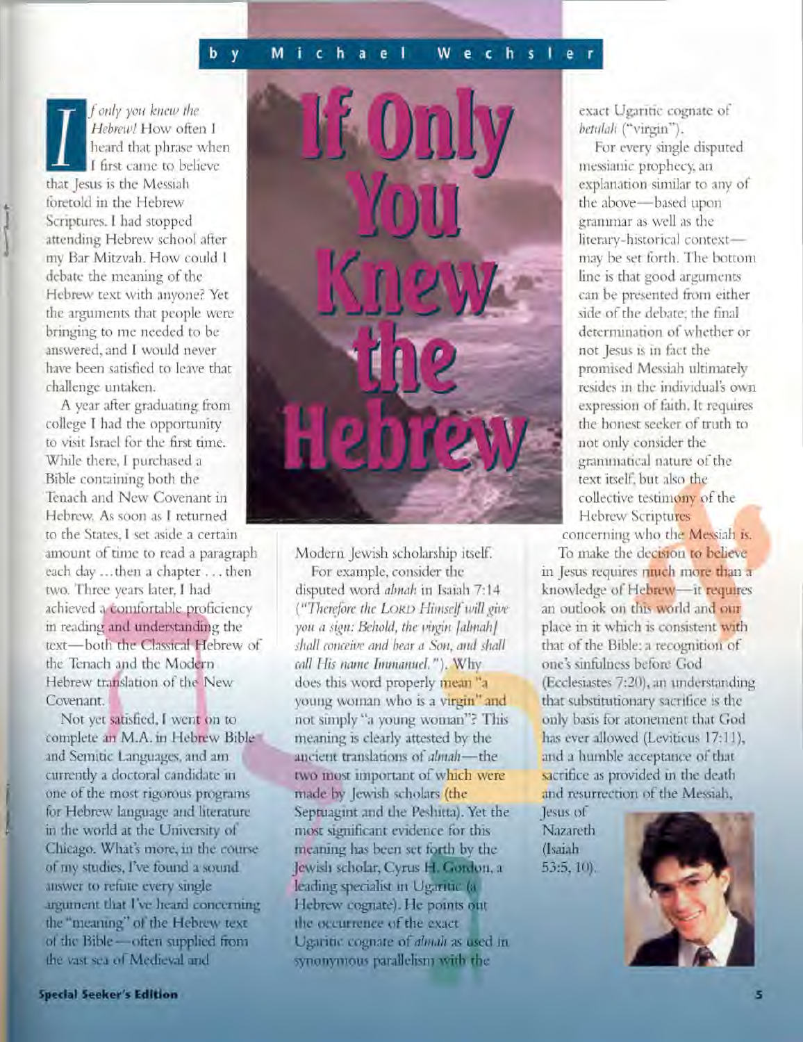# If Only You Knew the Hebrew

by Michael Wechsler

*If only you knew the Hebrew!* How often I heard that phrase when I first came to believe that Jesus is the Messiah foretold in the Hebrew Scriptures. I had stopped attending Hebrew school after my Bar Mitzvah. How could I debate the meaning of the Hebrew text with anyone? Yet the arguments that people were bringing to me needed to be answered, and I would never have been satisfied to leave that challenge untaken.

A year after graduating from college I had the opportunity to visit Israel for the first time. While there, I purchased a Bible containing both the Tenach and New Covenant in Hebrew. As soon as I returned to the States, I set aside a certain amount of time to read a paragraph each day ... then a chapter ... then two. Three years later, I had achieved a comfortable proficiency in reading and understanding the text—both the Classical Hebrew of the Tenach and the Modern Hebrew translation of the New Covenant.

Not yet satisfied, I went on to complete an M.A. in Hebrew Bible and Semitic Languages, and am currently a doctoral candidate in one of the most rigorous programs for Hebrew language and literature in the world at the University of Chicago. What's more, in the course of my studies, I've found a sound answer to refute every single argument that I've heard concerning the "meaning" of the Hebrew text of the Bible—often supplied from the vast sea of Medieval and Modern Jewish scholarship itself.

For example, consider the disputed word *almah* in Isaiah 7:14 (*"Therefore the LORD Himself will give you a sign: Behold, the virgin [almah] shall conceive and bear a Son, and shall call His name Immanuel."*). Why does this word properly mean "a young woman who is a virgin" and not simply "a young woman"? This meaning is clearly attested by the ancient translations of *almah*—the two most important of which were made by Jewish scholars (the Septuagint and the Peshitta). Yet the most significant evidence for this meaning has been set forth by the Jewish scholar, Cyrus H. Gordon, a leading specialist in Ugaritic (a Hebrew cognate). He points out the occurrence of the exact Ugaritic cognate of *almah* as used in synonymous parallelism with the exact Ugaritic cognate of *betulah* ("virgin").

For every single disputed messianic prophecy, an explanation similar to any of the above—based upon grammar as well as the literary-historical context—may be set forth. The bottom line is that good arguments can be presented from either side of the debate; the final determination of whether or not Jesus is in fact the promised Messiah ultimately resides in the individual's own expression of faith. It requires the honest seeker of truth to not only consider the grammatical nature of the text itself, but also the collective testimony of the Hebrew Scriptures concerning who the Messiah is.

To make the decision to believe in Jesus requires much more than a knowledge of Hebrew—it requires an outlook on this world and our place in it which is consistent with that of the Bible: a recognition of one's sinfulness before God (Ecclesiastes 7:20), an understanding that substitutionary sacrifice is the only basis for atonement that God has ever allowed (Leviticus 17:11), and a humble acceptance of that sacrifice as provided in the death and resurrection of the Messiah, Jesus of Nazareth (Isaiah 53:5, 10).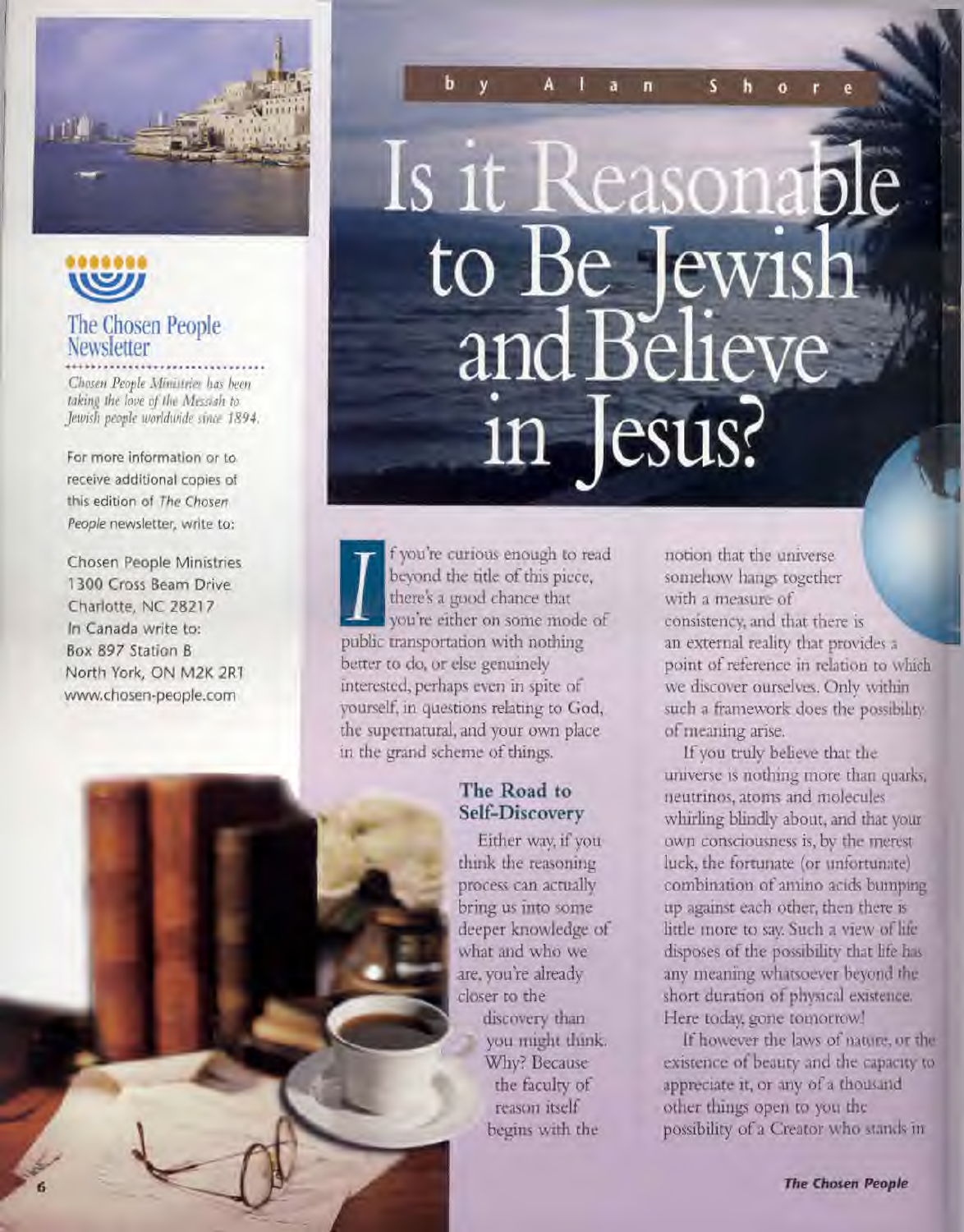# Is it Reasonable to Be Jewish and Believe in Jesus?

by Alan Shore

## The Chosen People Newsletter

*Chosen People Ministries has been taking the love of the Messiah to Jewish people worldwide since 1894.*

For more information or to receive additional copies of this edition of *The Chosen People* newsletter, write to:

Chosen People Ministries
1300 Cross Beam Drive
Charlotte, NC 28217
In Canada write to:
Box 897 Station B
North York, ON M2K 2R1
www.chosen-people.com

If you're curious enough to read beyond the title of this piece, there's a good chance that you're either on some mode of public transportation with nothing better to do, or else genuinely interested, perhaps even in spite of yourself, in questions relating to God, the supernatural, and your own place in the grand scheme of things.

### The Road to Self-Discovery

Either way, if you think the reasoning process can actually bring us into some deeper knowledge of what and who we are, you're already closer to the discovery than you might think. Why? Because the faculty of reason itself begins with the notion that the universe somehow hangs together with a measure of consistency, and that there is an external reality that provides a point of reference in relation to which we discover ourselves. Only within such a framework does the possibility of meaning arise.

If you truly believe that the universe is nothing more than quarks, neutrinos, atoms and molecules whirling blindly about, and that your own consciousness is, by the merest luck, the fortunate (or unfortunate) combination of amino acids bumping up against each other, then there is little more to say. Such a view of life disposes of the possibility that life has any meaning whatsoever beyond the short duration of physical existence. Here today, gone tomorrow!

If however the laws of nature, or the existence of beauty and the capacity to appreciate it, or any of a thousand other things open to you the possibility of a Creator who stands in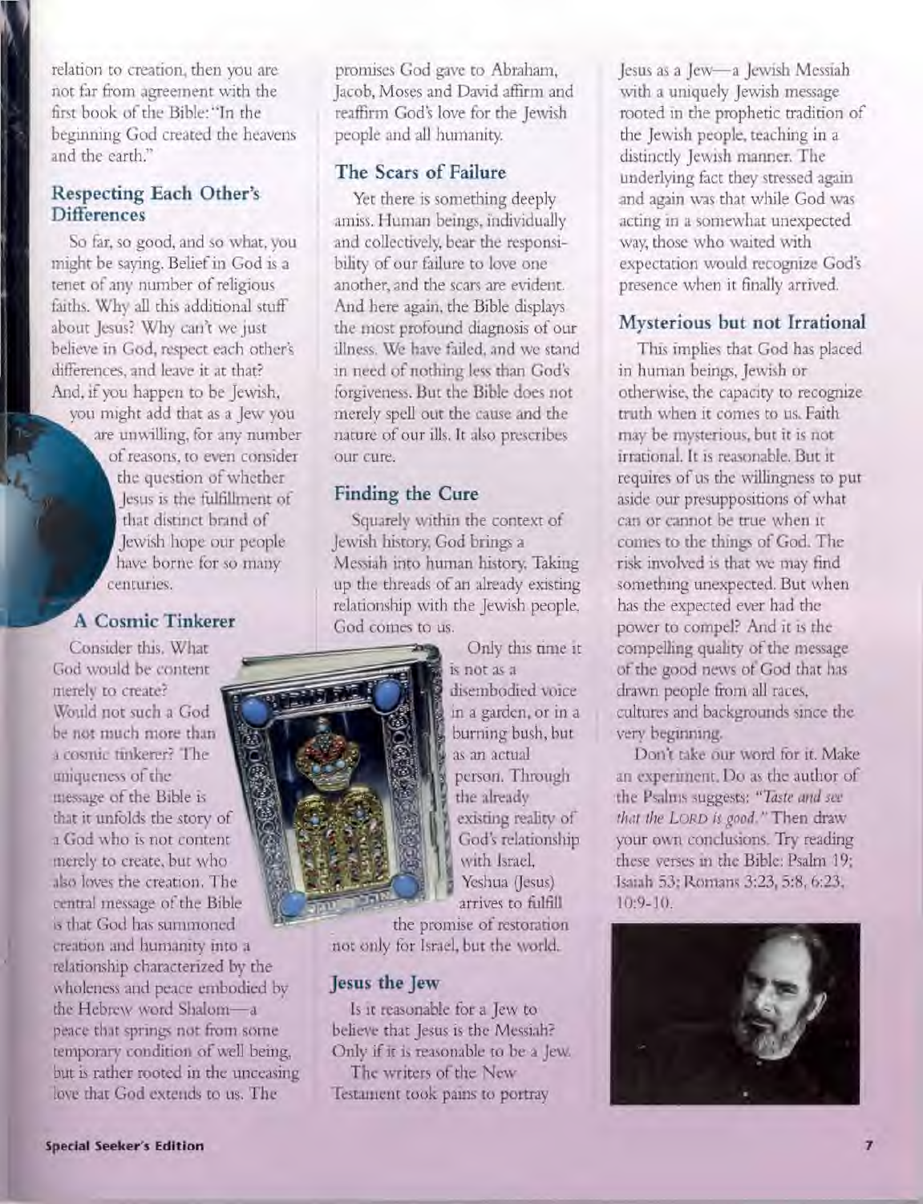relation to creation, then you are not far from agreement with the first book of the Bible: "In the beginning God created the heavens and the earth."

### Respecting Each Other's Differences

So far, so good, and so what, you might be saying. Belief in God is a tenet of any number of religious faiths. Why all this additional stuff about Jesus? Why can't we just believe in God, respect each other's differences, and leave it at that? And, if you happen to be Jewish, you might add that as a Jew you are unwilling, for any number of reasons, to even consider the question of whether Jesus is the fulfillment of that distinct brand of Jewish hope our people have borne for so many centuries.

### A Cosmic Tinkerer

Consider this. What God would be content merely to create? Would not such a God be not much more than a cosmic tinkerer? The uniqueness of the message of the Bible is that it unfolds the story of a God who is not content merely to create, but who also loves the creation. The central message of the Bible is that God has summoned creation and humanity into a relationship characterized by the wholeness and peace embodied by the Hebrew word Shalom—a peace that springs not from some temporary condition of well being, but is rather rooted in the unceasing love that God extends to us. The promises God gave to Abraham, Jacob, Moses and David affirm and reaffirm God's love for the Jewish people and all humanity.

### The Scars of Failure

Yet there is something deeply amiss. Human beings, individually and collectively, bear the responsibility of our failure to love one another, and the scars are evident. And here again, the Bible displays the most profound diagnosis of our illness. We have failed, and we stand in need of nothing less than God's forgiveness. But the Bible does not merely spell out the cause and the nature of our ills. It also prescribes our cure.

### Finding the Cure

Squarely within the context of Jewish history, God brings a Messiah into human history. Taking up the threads of an already existing relationship with the Jewish people, God comes to us.

Only this time it is not as a disembodied voice in a garden, or in a burning bush, but as an actual person. Through the already existing reality of God's relationship with Israel, Yeshua (Jesus) arrives to fulfill the promise of restoration not only for Israel, but the world.

### Jesus the Jew

Is it reasonable for a Jew to believe that Jesus is the Messiah? Only if it is reasonable to be a Jew.

The writers of the New Testament took pains to portray Jesus as a Jew—a Jewish Messiah with a uniquely Jewish message rooted in the prophetic tradition of the Jewish people, teaching in a distinctly Jewish manner. The underlying fact they stressed again and again was that while God was acting in a somewhat unexpected way, those who waited with expectation would recognize God's presence when it finally arrived.

### Mysterious but not Irrational

This implies that God has placed in human beings, Jewish or otherwise, the capacity to recognize truth when it comes to us. Faith may be mysterious, but it is not irrational. It is reasonable. But it requires of us the willingness to put aside our presuppositions of what can or cannot be true when it comes to the things of God. The risk involved is that we may find something unexpected. But when has the expected ever had the power to compel? And it is the compelling quality of the message of the good news of God that has drawn people from all races, cultures and backgrounds since the very beginning.

Don't take our word for it. Make an experiment. Do as the author of the Psalms suggests: *"Taste and see that the LORD is good."* Then draw your own conclusions. Try reading these verses in the Bible: Psalm 19; Isaiah 53; Romans 3:23, 5:8, 6:23, 10:9-10.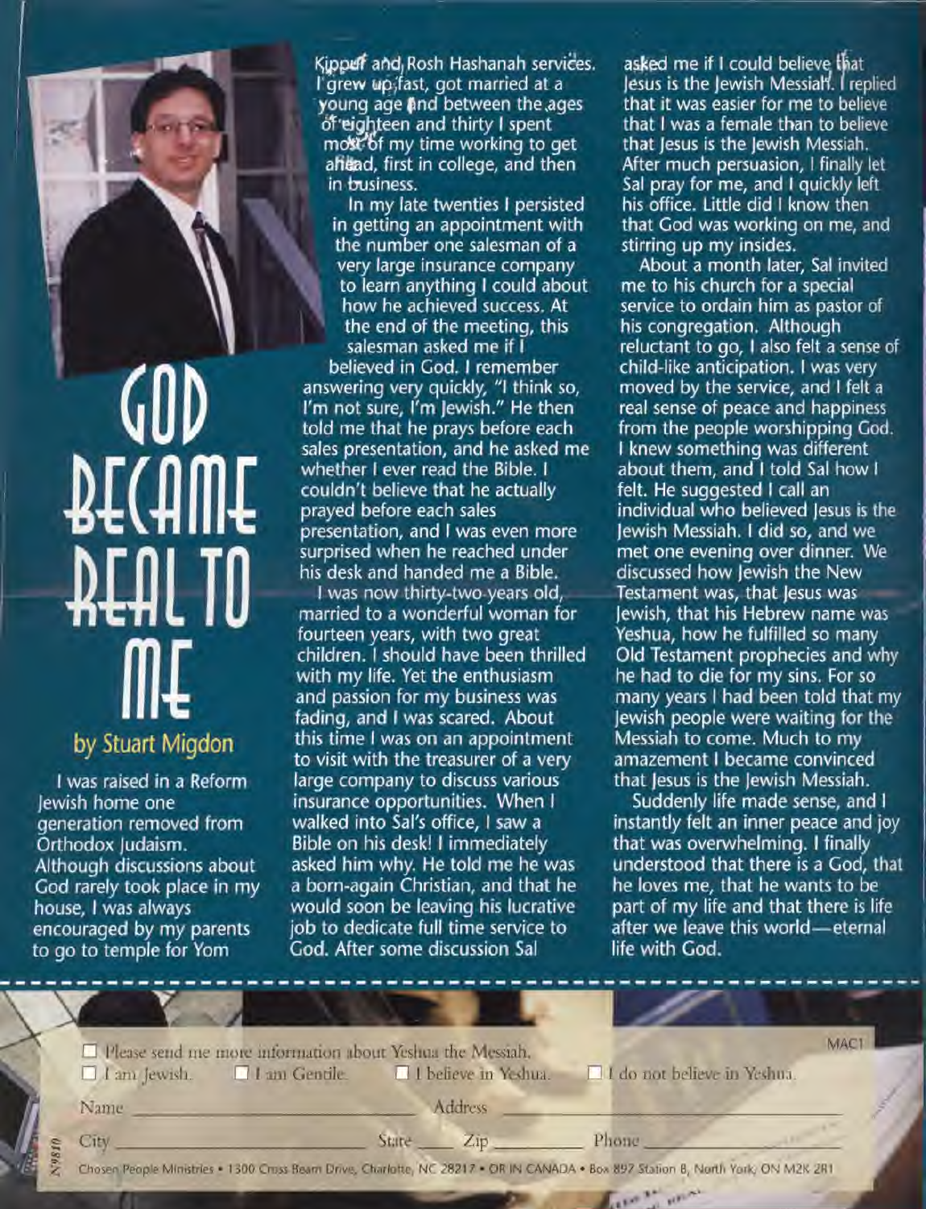# GOD BECAME REAL TO ME

### by Stuart Migdon

I was raised in a Reform Jewish home one generation removed from Orthodox Judaism. Although discussions about God rarely took place in my house, I was always encouraged by my parents to go to temple for Yom Kippur and Rosh Hashanah services. I grew up fast, got married at a young age and between the ages of eighteen and thirty I spent most of my time working to get ahead, first in college, and then in business.

In my late twenties I persisted in getting an appointment with the number one salesman of a very large insurance company to learn anything I could about how he achieved success. At the end of the meeting, this salesman asked me if I believed in God. I remember answering very quickly, "I think so, I'm not sure, I'm Jewish." He then told me that he prays before each sales presentation, and he asked me whether I ever read the Bible. I couldn't believe that he actually prayed before each sales presentation, and I was even more surprised when he reached under his desk and handed me a Bible.

I was now thirty-two years old, married to a wonderful woman for fourteen years, with two great children. I should have been thrilled with my life. Yet the enthusiasm and passion for my business was fading, and I was scared. About this time I was on an appointment to visit with the treasurer of a very large company to discuss various insurance opportunities. When I walked into Sal's office, I saw a Bible on his desk! I immediately asked him why. He told me he was a born-again Christian, and that he would soon be leaving his lucrative job to dedicate full time service to God. After some discussion Sal asked me if I could believe that Jesus is the Jewish Messiah. I replied that it was easier for me to believe that I was a female than to believe that Jesus is the Jewish Messiah. After much persuasion, I finally let Sal pray for me, and I quickly left his office. Little did I know then that God was working on me, and stirring up my insides.

About a month later, Sal invited me to his church for a special service to ordain him as pastor of his congregation. Although reluctant to go, I also felt a sense of child-like anticipation. I was very moved by the service, and I felt a real sense of peace and happiness from the people worshipping God. I knew something was different about them, and I told Sal how I felt. He suggested I call an individual who believed Jesus is the Jewish Messiah. I did so, and we met one evening over dinner. We discussed how Jewish the New Testament was, that Jesus was Jewish, that his Hebrew name was Yeshua, how he fulfilled so many Old Testament prophecies and why he had to die for my sins. For so many years I had been told that my Jewish people were waiting for the Messiah to come. Much to my amazement I became convinced that Jesus is the Jewish Messiah.

Suddenly life made sense, and I instantly felt an inner peace and joy that was overwhelming. I finally understood that there is a God, that he loves me, that he wants to be part of my life and that there is life after we leave this world—eternal life with God.

---

MAC1

☐ Please send me more information about Yeshua the Messiah.

☐ I am Jewish. ☐ I am Gentile. ☐ I believe in Yeshua. ☐ I do not believe in Yeshua.

Name \_\_\_\_\_\_\_\_\_\_ Address \_\_\_\_\_\_\_\_\_\_

City \_\_\_\_\_\_\_\_\_\_ State \_\_\_\_ Zip \_\_\_\_\_\_ Phone \_\_\_\_\_\_\_\_\_\_

Chosen People Ministries • 1300 Cross Beam Drive, Charlotte, NC 28217 • OR IN CANADA • Box 897 Station B, North York, ON M2K 2R1

N9810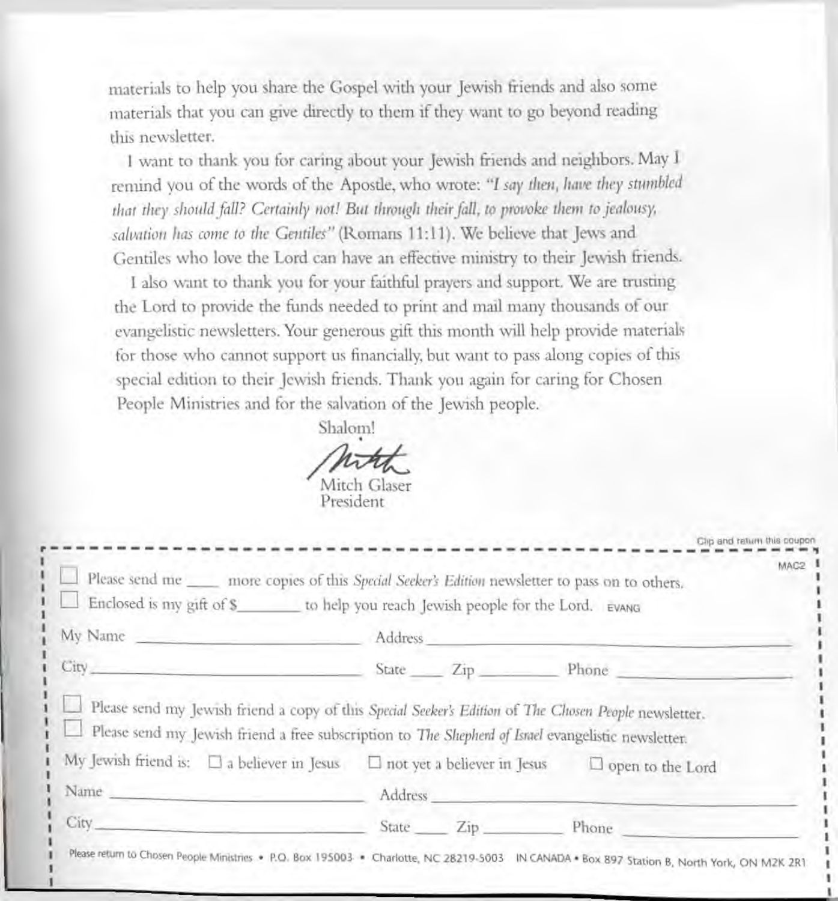materials to help you share the Gospel with your Jewish friends and also some materials that you can give directly to them if they want to go beyond reading this newsletter.

I want to thank you for caring about your Jewish friends and neighbors. May I remind you of the words of the Apostle, who wrote: *"I say then, have they stumbled that they should fall? Certainly not! But through their fall, to provoke them to jealousy, salvation has come to the Gentiles"* (Romans 11:11). We believe that Jews and Gentiles who love the Lord can have an effective ministry to their Jewish friends.

I also want to thank you for your faithful prayers and support. We are trusting the Lord to provide the funds needed to print and mail many thousands of our evangelistic newsletters. Your generous gift this month will help provide materials for those who cannot support us financially, but want to pass along copies of this special edition to their Jewish friends. Thank you again for caring for Chosen People Ministries and for the salvation of the Jewish people.

Shalom!

Mitch Glaser
President

Clip and return this coupon

MAC2

☐ Please send me ____ more copies of this *Special Seeker's Edition* newsletter to pass on to others.

☐ Enclosed is my gift of $________ to help you reach Jewish people for the Lord. EVANG

My Name ______________________ Address ______________________

City ______________________ State ____ Zip ________ Phone ______________

☐ Please send my Jewish friend a copy of this *Special Seeker's Edition* of *The Chosen People* newsletter.

☐ Please send my Jewish friend a free subscription to *The Shepherd of Israel* evangelistic newsletter.

My Jewish friend is: ☐ a believer in Jesus ☐ not yet a believer in Jesus ☐ open to the Lord

Name ______________________ Address ______________________

City ______________________ State ____ Zip ________ Phone ______________

Please return to Chosen People Ministries • P.O. Box 195003 • Charlotte, NC 28219-5003 IN CANADA • Box 897 Station B, North York, ON M2K 2R1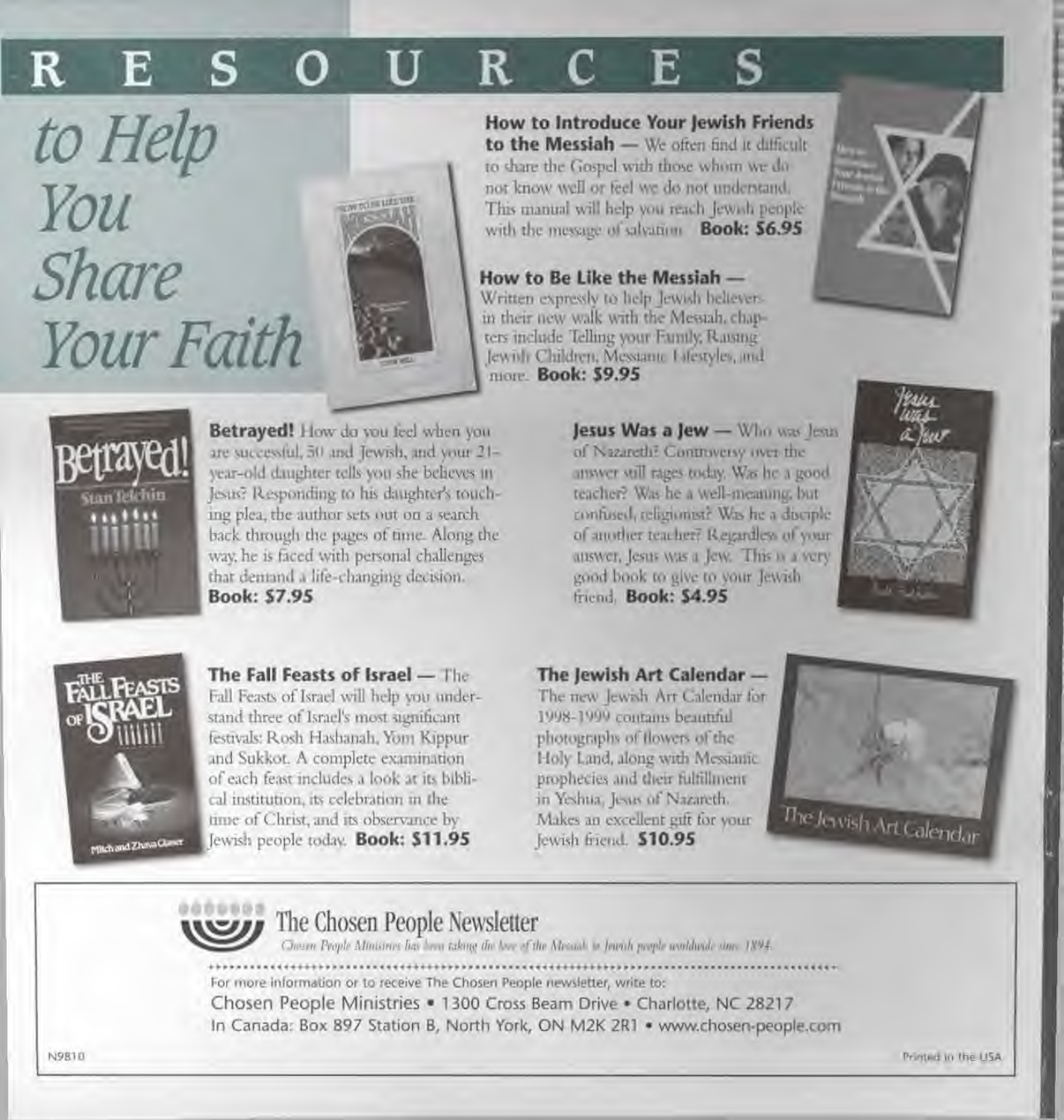# RESOURCES

## *to Help You Share Your Faith*

**How to Introduce Your Jewish Friends to the Messiah** — We often find it difficult to share the Gospel with those whom we do not know well or feel we do not understand. This manual will help you reach Jewish people with the message of salvation. **Book: $6.95**

**How to Be Like the Messiah** — Written expressly to help Jewish believers in their new walk with the Messiah, chapters include Telling your Family, Raising Jewish Children, Messianic Lifestyles, and more. **Book: $9.95**

**Betrayed!** How do you feel when you are successful, 50 and Jewish, and your 21-year-old daughter tells you she believes in Jesus? Responding to his daughter's touching plea, the author sets out on a search back through the pages of time. Along the way, he is faced with personal challenges that demand a life-changing decision. **Book: $7.95**

**Jesus Was a Jew** — Who was Jesus of Nazareth? Controversy over the answer still rages today. Was he a good teacher? Was he a well-meaning, but confused, religionist? Was he a disciple of another teacher? Regardless of your answer, Jesus was a Jew. This is a very good book to give to your Jewish friend. **Book: $4.95**

**The Fall Feasts of Israel** — The Fall Feasts of Israel will help you understand three of Israel's most significant festivals: Rosh Hashanah, Yom Kippur and Sukkot. A complete examination of each feast includes a look at its biblical institution, its celebration in the time of Christ, and its observance by Jewish people today. **Book: $11.95**

**The Jewish Art Calendar** — The new Jewish Art Calendar for 1998-1999 contains beautiful photographs of flowers of the Holy Land, along with Messianic prophecies and their fulfillment in Yeshua, Jesus of Nazareth. Makes an excellent gift for your Jewish friend. **$10.95**

---

### The Chosen People Newsletter

*Chosen People Ministries has been taking the love of the Messiah to Jewish people worldwide since 1894.*

For more information or to receive The Chosen People newsletter, write to:

Chosen People Ministries • 1300 Cross Beam Drive • Charlotte, NC 28217
In Canada: Box 897 Station B, North York, ON M2K 2R1 • www.chosen-people.com

N9810

Printed in the USA